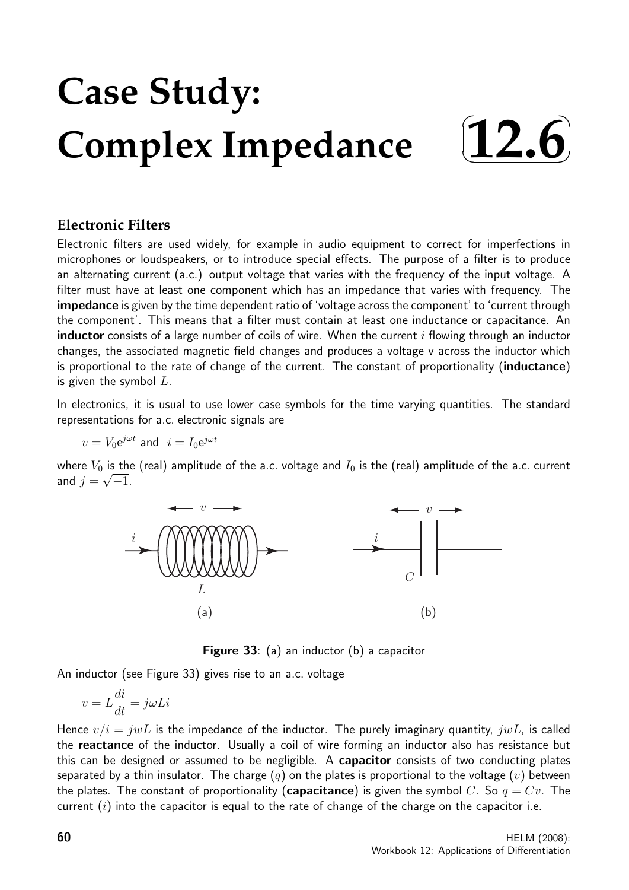# Case Study: Complex Impedance

## 12.6

### Electronic Filters

Electronic filters are used widely, for example in audio equipment to correct for imperfections in microphones or loudspeakers, or to introduce special effects. The purpose of a filter is to produce an alternating current (a.c.) output voltage that varies with the frequency of the input voltage. A filter must have at least one component which has an impedance that varies with frequency. The **impedance** is given by the time dependent ratio of 'voltage across the component' to 'current through the component'. This means that a filter must contain at least one inductance or capacitance. An **inductor** consists of a large number of coils of wire. When the current $i$ flowing through an inductor changes, the associated magnetic field changes and produces a voltage v across the inductor which is proportional to the rate of change of the current. The constant of proportionality (**inductance**) is given the symbol $L$.

In electronics, it is usual to use lower case symbols for the time varying quantities. The standard representations for a.c. electronic signals are

$v = V_0 \mathrm{e}^{j\omega t}$ and $i = I_0 \mathrm{e}^{j\omega t}$

where $V_0$ is the (real) amplitude of the a.c. voltage and $I_0$ is the (real) amplitude of the a.c. current and $j = \sqrt{-1}$.

**Figure 33**: (a) an inductor (b) a capacitor

An inductor (see Figure 33) gives rise to an a.c. voltage

$$v = L\frac{di}{dt} = j\omega L i$$

Hence $v/i = jwL$ is the impedance of the inductor. The purely imaginary quantity, $jwL$, is called the **reactance** of the inductor. Usually a coil of wire forming an inductor also has resistance but this can be designed or assumed to be negligible. A **capacitor** consists of two conducting plates separated by a thin insulator. The charge ($q$) on the plates is proportional to the voltage ($v$) between the plates. The constant of proportionality (**capacitance**) is given the symbol $C$. So $q = Cv$. The current ($i$) into the capacitor is equal to the rate of change of the charge on the capacitor i.e.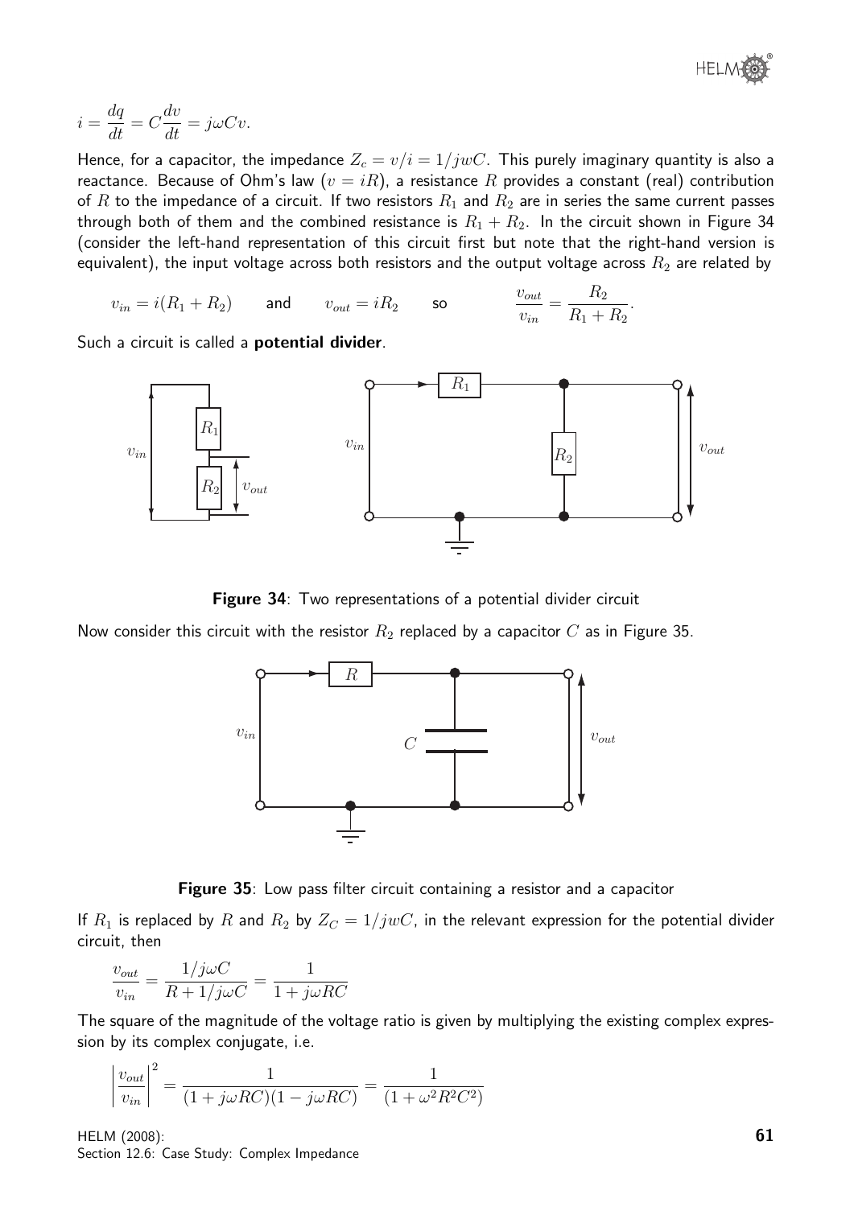$$i = \frac{dq}{dt} = C\frac{dv}{dt} = j\omega Cv.$$

Hence, for a capacitor, the impedance $Z_c = v/i = 1/jwC$. This purely imaginary quantity is also a reactance. Because of Ohm's law ($v = iR$), a resistance $R$ provides a constant (real) contribution of $R$ to the impedance of a circuit. If two resistors $R_1$ and $R_2$ are in series the same current passes through both of them and the combined resistance is $R_1 + R_2$. In the circuit shown in Figure 34 (consider the left-hand representation of this circuit first but note that the right-hand version is equivalent), the input voltage across both resistors and the output voltage across $R_2$ are related by

$$v_{in} = i(R_1 + R_2) \qquad \text{and} \qquad v_{out} = iR_2 \qquad \text{so} \qquad \frac{v_{out}}{v_{in}} = \frac{R_2}{R_1 + R_2}.$$

Such a circuit is called a **potential divider**.

**Figure 34**: Two representations of a potential divider circuit

Now consider this circuit with the resistor $R_2$ replaced by a capacitor $C$ as in Figure 35.

**Figure 35**: Low pass filter circuit containing a resistor and a capacitor

If $R_1$ is replaced by $R$ and $R_2$ by $Z_C = 1/jwC$, in the relevant expression for the potential divider circuit, then

$$\frac{v_{out}}{v_{in}} = \frac{1/j\omega C}{R + 1/j\omega C} = \frac{1}{1 + j\omega RC}$$

The square of the magnitude of the voltage ratio is given by multiplying the existing complex expression by its complex conjugate, i.e.

$$\left|\frac{v_{out}}{v_{in}}\right|^2 = \frac{1}{(1 + j\omega RC)(1 - j\omega RC)} = \frac{1}{(1 + \omega^2 R^2 C^2)}$$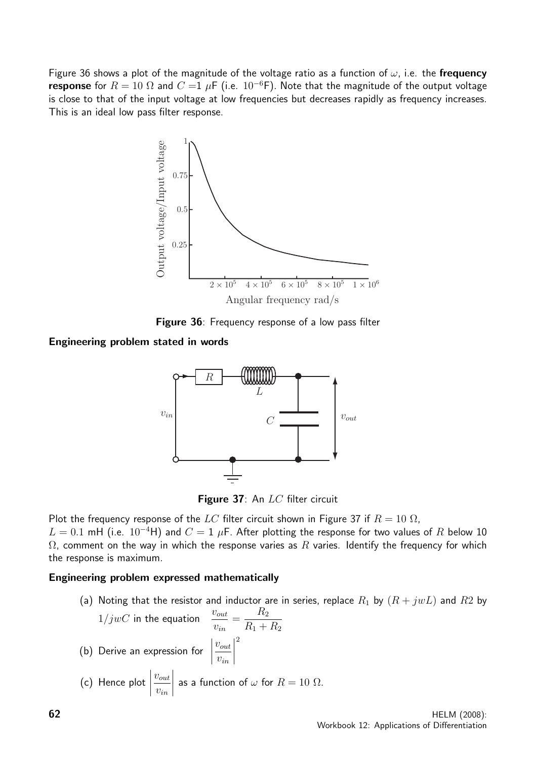Figure 36 shows a plot of the magnitude of the voltage ratio as a function of $\omega$, i.e. the **frequency response** for $R = 10\ \Omega$ and $C = 1\ \mu$F (i.e. $10^{-6}$F). Note that the magnitude of the output voltage is close to that of the input voltage at low frequencies but decreases rapidly as frequency increases. This is an ideal low pass filter response.

**Figure 36**: Frequency response of a low pass filter

#### Engineering problem stated in words

**Figure 37**: An $LC$ filter circuit

Plot the frequency response of the $LC$ filter circuit shown in Figure 37 if $R = 10\ \Omega$, $L = 0.1$ mH (i.e. $10^{-4}$H) and $C = 1\ \mu$F. After plotting the response for two values of $R$ below 10 $\Omega$, comment on the way in which the response varies as $R$ varies. Identify the frequency for which the response is maximum.

#### Engineering problem expressed mathematically

(a) Noting that the resistor and inductor are in series, replace $R_1$ by $(R + jwL)$ and $R2$ by $1/jwC$ in the equation $\dfrac{v_{out}}{v_{in}} = \dfrac{R_2}{R_1 + R_2}$

(b) Derive an expression for $\left|\dfrac{v_{out}}{v_{in}}\right|^2$

(c) Hence plot $\left|\dfrac{v_{out}}{v_{in}}\right|$ as a function of $\omega$ for $R = 10\ \Omega$.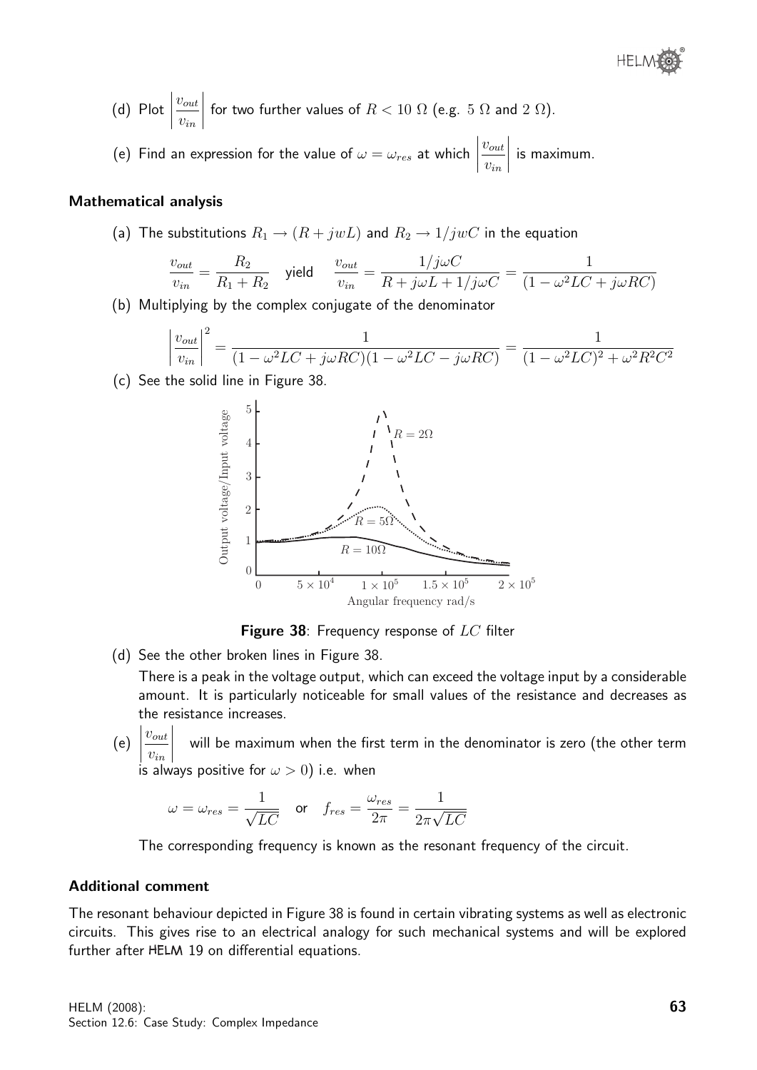(d) Plot $\left|\dfrac{v_{out}}{v_{in}}\right|$ for two further values of $R < 10\ \Omega$ (e.g. $5\ \Omega$ and $2\ \Omega$).

(e) Find an expression for the value of $\omega = \omega_{res}$ at which $\left|\dfrac{v_{out}}{v_{in}}\right|$ is maximum.

### Mathematical analysis

(a) The substitutions $R_1 \rightarrow (R + jwL)$ and $R_2 \rightarrow 1/jwC$ in the equation

$$\frac{v_{out}}{v_{in}} = \frac{R_2}{R_1 + R_2} \quad \text{yield} \quad \frac{v_{out}}{v_{in}} = \frac{1/j\omega C}{R + j\omega L + 1/j\omega C} = \frac{1}{(1 - \omega^2 LC + j\omega RC)}$$

(b) Multiplying by the complex conjugate of the denominator

$$\left|\frac{v_{out}}{v_{in}}\right|^2 = \frac{1}{(1 - \omega^2 LC + j\omega RC)(1 - \omega^2 LC - j\omega RC)} = \frac{1}{(1 - \omega^2 LC)^2 + \omega^2 R^2 C^2}$$

(c) See the solid line in Figure 38.

Output voltage/Input voltage
0
1
2
3
4
5
$R = 2\Omega$
$R = 5\Omega$
$R = 10\Omega$
0
$5 \times 10^4$
$1 \times 10^5$
$1.5 \times 10^5$
$2 \times 10^5$
Angular frequency rad/s

**Figure 38**: Frequency response of $LC$ filter

(d) See the other broken lines in Figure 38.

There is a peak in the voltage output, which can exceed the voltage input by a considerable amount. It is particularly noticeable for small values of the resistance and decreases as the resistance increases.

(e) $\left|\dfrac{v_{out}}{v_{in}}\right|$ will be maximum when the first term in the denominator is zero (the other term is always positive for $\omega > 0$) i.e. when

$$\omega = \omega_{res} = \frac{1}{\sqrt{LC}} \quad \text{or} \quad f_{res} = \frac{\omega_{res}}{2\pi} = \frac{1}{2\pi\sqrt{LC}}$$

The corresponding frequency is known as the resonant frequency of the circuit.

### Additional comment

The resonant behaviour depicted in Figure 38 is found in certain vibrating systems as well as electronic circuits. This gives rise to an electrical analogy for such mechanical systems and will be explored further after HELM 19 on differential equations.